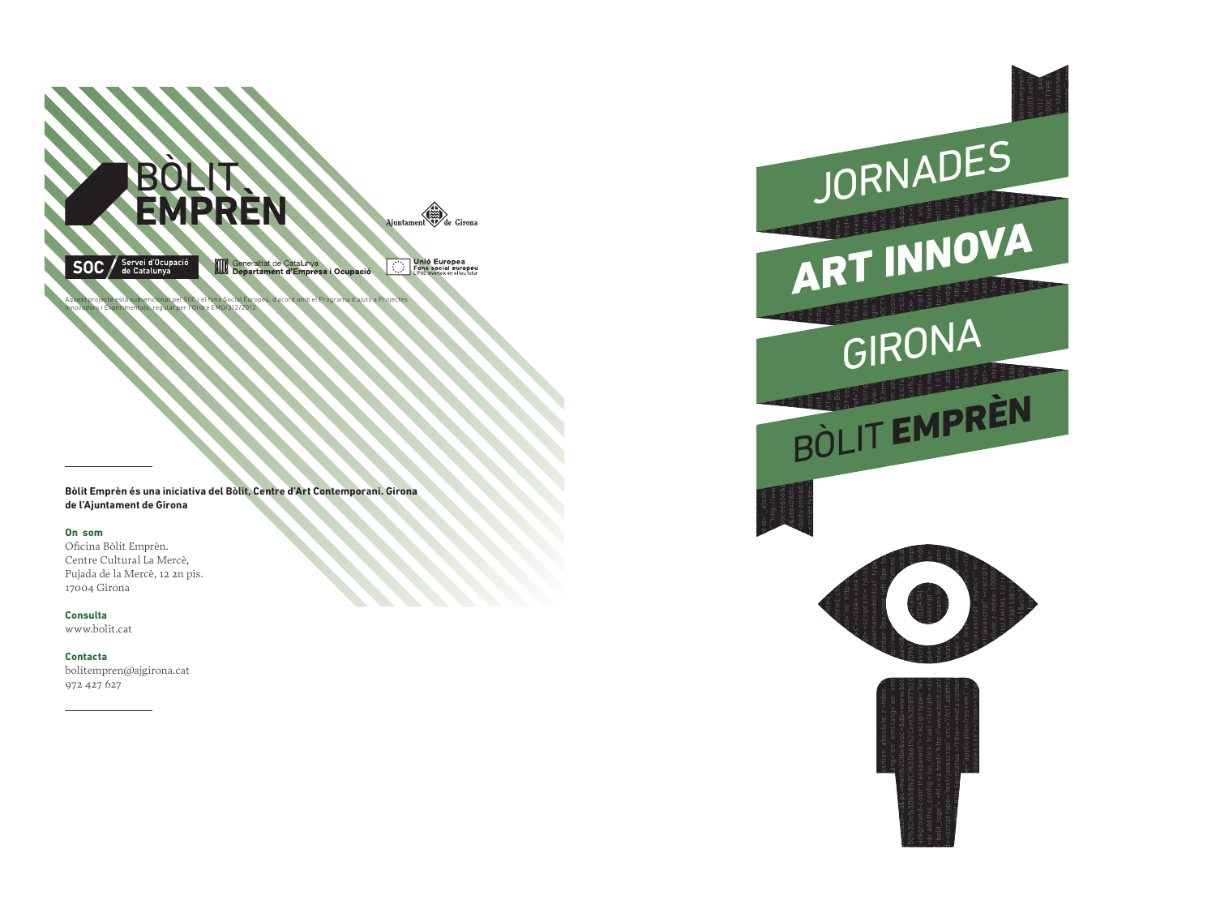# BÒLIT EMPRÈN

SOC Servei d'Ocupació de Catalunya

Generalitat de Catalunya Departament d'Empresa i Ocupació

Ajuntament de Girona

Unió Europea Fons social europeu L'FSE inverteix en el teu futur

Aquest projecte està subvencionat pel SOC i el fons Social Europeu, d'acord amb el Programa d'ajuts a Projectes Innovadors i Experimentals, regulat per l'Ordre EMO/312/2012

**Bòlit Emprèn és una iniciativa del Bòlit, Centre d'Art Contemporani. Girona de l'Ajuntament de Girona**

**On som**

Oficina Bòlit Emprèn.
Centre Cultural La Mercè,
Pujada de la Mercè, 12 2n pis.
17004 Girona

**Consulta**

www.bolit.cat

**Contacta**

bolitempren@ajgirona.cat
972 427 627

# JORNADES ART INNOVA GIRONA

BÒLIT **EMPRÈN**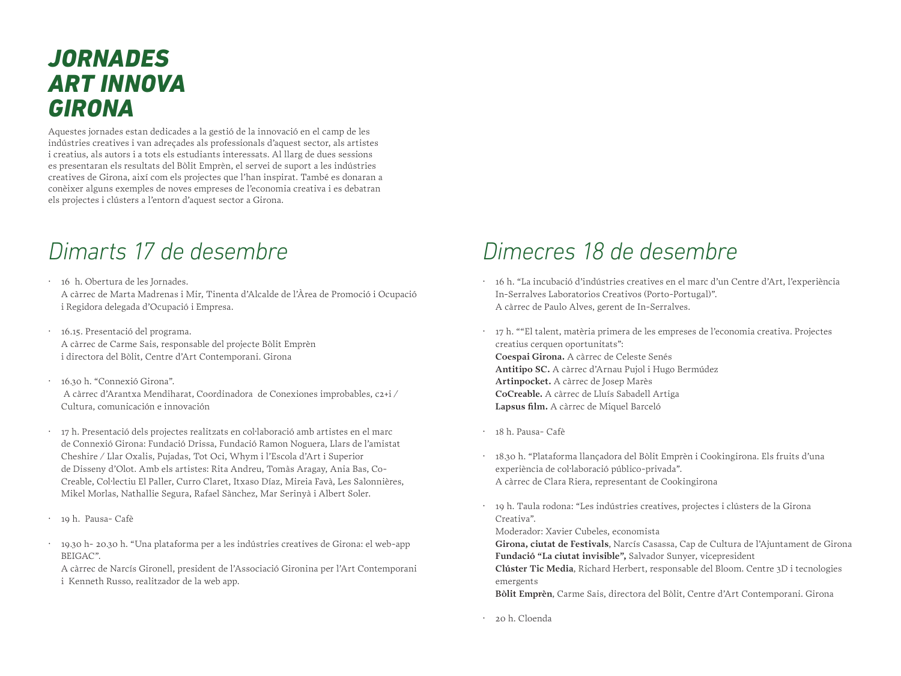# JORNADES ART INNOVA GIRONA

Aquestes jornades estan dedicades a la gestió de la innovació en el camp de les indústries creatives i van adreçades als professionals d'aquest sector, als artistes i creatius, als autors i a tots els estudiants interessats. Al llarg de dues sessions es presentaran els resultats del Bòlit Emprèn, el servei de suport a les indústries creatives de Girona, així com els projectes que l'han inspirat. També es donaran a conèixer alguns exemples de noves empreses de l'economia creativa i es debatran els projectes i clústers a l'entorn d'aquest sector a Girona.

## *Dimarts 17 de desembre*

- 16 h. Obertura de les Jornades.
  A càrrec de Marta Madrenas i Mir, Tinenta d'Alcalde de l'Àrea de Promoció i Ocupació i Regidora delegada d'Ocupació i Empresa.

- 16.15. Presentació del programa.
  A càrrec de Carme Sais, responsable del projecte Bòlit Emprèn i directora del Bòlit, Centre d'Art Contemporani. Girona

- 16.30 h. "Connexió Girona".
  A càrrec d'Arantxa Mendiharat, Coordinadora de Conexiones improbables, c2+i / Cultura, comunicación e innovación

- 17 h. Presentació dels projectes realitzats en col·laboració amb artistes en el marc de Connexió Girona: Fundació Drissa, Fundació Ramon Noguera, Llars de l'amistat Cheshire / Llar Oxalis, Pujadas, Tot Oci, Whym i l'Escola d'Art i Superior de Disseny d'Olot. Amb els artistes: Rita Andreu, Tomàs Aragay, Ania Bas, Co-Creable, Col·lectiu El Paller, Curro Claret, Itxaso Díaz, Mireia Favà, Les Salonnières, Mikel Morlas, Nathallie Segura, Rafael Sànchez, Mar Serinyà i Albert Soler.

- 19 h. Pausa- Cafè

- 19.30 h- 20.30 h. "Una plataforma per a les indústries creatives de Girona: el web-app BEIGAC".
  A càrrec de Narcís Gironell, president de l'Associació Gironina per l'Art Contemporani i Kenneth Russo, realitzador de la web app.

## *Dimecres 18 de desembre*

- 16 h. "La incubació d'indústries creatives en el marc d'un Centre d'Art, l'experiència In-Serralves Laboratorios Creativos (Porto-Portugal)".
  A càrrec de Paulo Alves, gerent de In-Serralves.

- 17 h. ""El talent, matèria primera de les empreses de l'economia creativa. Projectes creatius cerquen oportunitats":
  **Coespai Girona.** A càrrec de Celeste Senés
  **Antitipo SC.** A càrrec d'Arnau Pujol i Hugo Bermúdez
  **Artinpocket.** A càrrec de Josep Marès
  **CoCreable.** A càrrec de Lluís Sabadell Artiga
  **Lapsus film.** A càrrec de Miquel Barceló

- 18 h. Pausa- Cafè

- 18.30 h. "Plataforma llançadora del Bòlit Emprèn i Cookingirona. Els fruits d'una experiència de col·laboració público-privada".
  A càrrec de Clara Riera, representant de Cookingirona

- 19 h. Taula rodona: "Les indústries creatives, projectes i clústers de la Girona Creativa".
  Moderador: Xavier Cubeles, economista
  **Girona, ciutat de Festivals**, Narcís Casassa, Cap de Cultura de l'Ajuntament de Girona
  **Fundació "La ciutat invisible",** Salvador Sunyer, vicepresident
  **Clúster Tic Media**, Richard Herbert, responsable del Bloom. Centre 3D i tecnologies emergents
  **Bòlit Emprèn**, Carme Sais, directora del Bòlit, Centre d'Art Contemporani. Girona

- 20 h. Cloenda